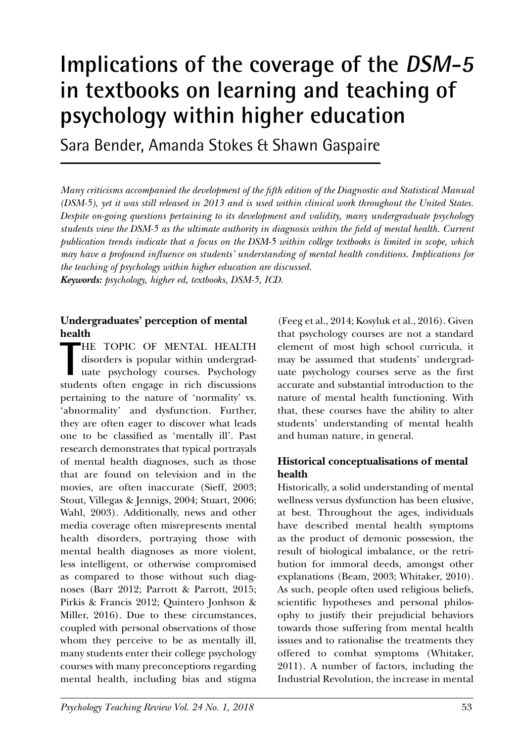# Implications of the coverage of the *DSM-5* in textbooks on learning and teaching of psychology within higher education

Sara Bender, Amanda Stokes & Shawn Gaspaire

*Many criticisms accompanied the development of the fifth edition of the Diagnostic and Statistical Manual (DSM-5), yet it was still released in 2013 and is used within clinical work throughout the United States. Despite on-going questions pertaining to its development and validity, many undergraduate psychology students view the DSM-5 as the ultimate authority in diagnosis within the field of mental health. Current publication trends indicate that a focus on the DSM-5 within college textbooks is limited in scope, which may have a profound influence on students' understanding of mental health conditions. Implications for the teaching of psychology within higher education are discussed.*

***Keywords:*** *psychology, higher ed, textbooks, DSM-5, ICD.*

## Undergraduates' perception of mental health

THE TOPIC OF MENTAL HEALTH disorders is popular within undergraduate psychology courses. Psychology students often engage in rich discussions pertaining to the nature of 'normality' vs. 'abnormality' and dysfunction. Further, they are often eager to discover what leads one to be classified as 'mentally ill'. Past research demonstrates that typical portrayals of mental health diagnoses, such as those that are found on television and in the movies, are often inaccurate (Sieff, 2003; Stout, Villegas & Jennigs, 2004; Stuart, 2006; Wahl, 2003). Additionally, news and other media coverage often misrepresents mental health disorders, portraying those with mental health diagnoses as more violent, less intelligent, or otherwise compromised as compared to those without such diagnoses (Barr 2012; Parrott & Parrott, 2015; Pirkis & Francis 2012; Quintero Jonhson & Miller, 2016). Due to these circumstances, coupled with personal observations of those whom they perceive to be as mentally ill, many students enter their college psychology courses with many preconceptions regarding mental health, including bias and stigma (Feeg et al., 2014; Kosyluk et al., 2016). Given that psychology courses are not a standard element of most high school curricula, it may be assumed that students' undergraduate psychology courses serve as the first accurate and substantial introduction to the nature of mental health functioning. With that, these courses have the ability to alter students' understanding of mental health and human nature, in general.

## Historical conceptualisations of mental health

Historically, a solid understanding of mental wellness versus dysfunction has been elusive, at best. Throughout the ages, individuals have described mental health symptoms as the product of demonic possession, the result of biological imbalance, or the retribution for immoral deeds, amongst other explanations (Beam, 2003; Whitaker, 2010). As such, people often used religious beliefs, scientific hypotheses and personal philosophy to justify their prejudicial behaviors towards those suffering from mental health issues and to rationalise the treatments they offered to combat symptoms (Whitaker, 2011). A number of factors, including the Industrial Revolution, the increase in mental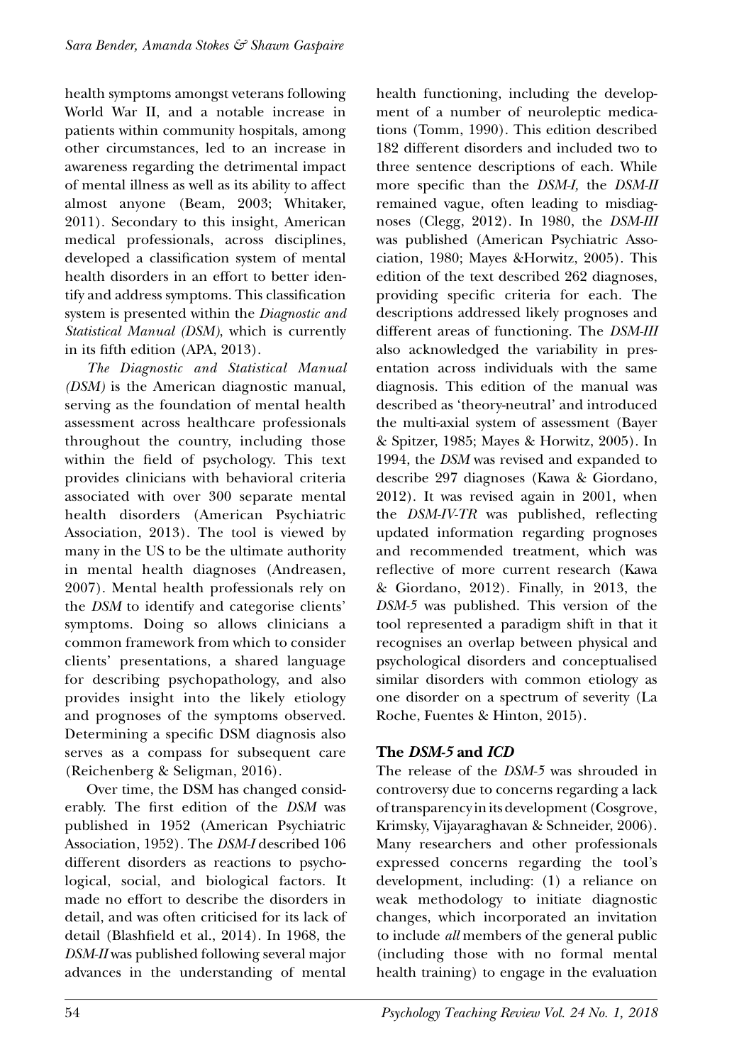health symptoms amongst veterans following World War II, and a notable increase in patients within community hospitals, among other circumstances, led to an increase in awareness regarding the detrimental impact of mental illness as well as its ability to affect almost anyone (Beam, 2003; Whitaker, 2011). Secondary to this insight, American medical professionals, across disciplines, developed a classification system of mental health disorders in an effort to better identify and address symptoms. This classification system is presented within the *Diagnostic and Statistical Manual (DSM)*, which is currently in its fifth edition (APA, 2013).

*The Diagnostic and Statistical Manual (DSM)* is the American diagnostic manual, serving as the foundation of mental health assessment across healthcare professionals throughout the country, including those within the field of psychology. This text provides clinicians with behavioral criteria associated with over 300 separate mental health disorders (American Psychiatric Association, 2013). The tool is viewed by many in the US to be the ultimate authority in mental health diagnoses (Andreasen, 2007). Mental health professionals rely on the *DSM* to identify and categorise clients' symptoms. Doing so allows clinicians a common framework from which to consider clients' presentations, a shared language for describing psychopathology, and also provides insight into the likely etiology and prognoses of the symptoms observed. Determining a specific DSM diagnosis also serves as a compass for subsequent care (Reichenberg & Seligman, 2016).

Over time, the DSM has changed considerably. The first edition of the *DSM* was published in 1952 (American Psychiatric Association, 1952). The *DSM-I* described 106 different disorders as reactions to psychological, social, and biological factors. It made no effort to describe the disorders in detail, and was often criticised for its lack of detail (Blashfield et al., 2014). In 1968, the *DSM-II* was published following several major advances in the understanding of mental health functioning, including the development of a number of neuroleptic medications (Tomm, 1990). This edition described 182 different disorders and included two to three sentence descriptions of each. While more specific than the *DSM-I,* the *DSM-II* remained vague, often leading to misdiagnoses (Clegg, 2012). In 1980, the *DSM-III* was published (American Psychiatric Association, 1980; Mayes &Horwitz, 2005). This edition of the text described 262 diagnoses, providing specific criteria for each. The descriptions addressed likely prognoses and different areas of functioning. The *DSM-III* also acknowledged the variability in presentation across individuals with the same diagnosis. This edition of the manual was described as 'theory-neutral' and introduced the multi-axial system of assessment (Bayer & Spitzer, 1985; Mayes & Horwitz, 2005). In 1994, the *DSM* was revised and expanded to describe 297 diagnoses (Kawa & Giordano, 2012). It was revised again in 2001, when the *DSM-IV-TR* was published, reflecting updated information regarding prognoses and recommended treatment, which was reflective of more current research (Kawa & Giordano, 2012). Finally, in 2013, the *DSM-5* was published. This version of the tool represented a paradigm shift in that it recognises an overlap between physical and psychological disorders and conceptualised similar disorders with common etiology as one disorder on a spectrum of severity (La Roche, Fuentes & Hinton, 2015).

## The *DSM-5* and *ICD*

The release of the *DSM-5* was shrouded in controversy due to concerns regarding a lack of transparency in its development (Cosgrove, Krimsky, Vijayaraghavan & Schneider, 2006). Many researchers and other professionals expressed concerns regarding the tool's development, including: (1) a reliance on weak methodology to initiate diagnostic changes, which incorporated an invitation to include *all* members of the general public (including those with no formal mental health training) to engage in the evaluation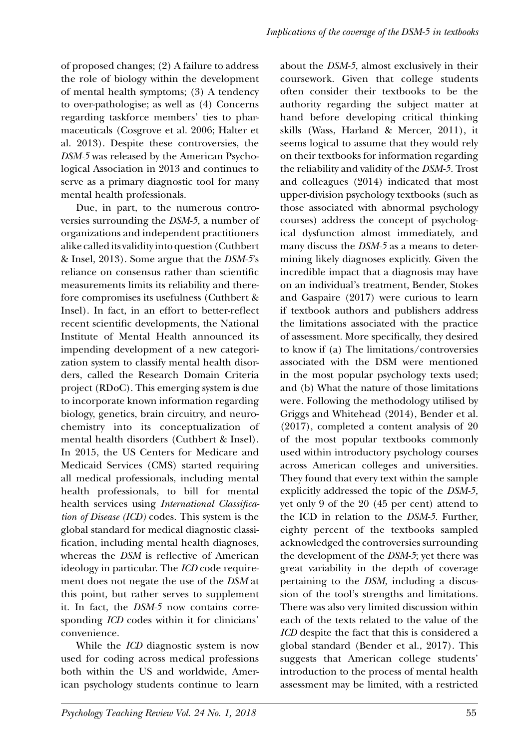of proposed changes; (2) A failure to address the role of biology within the development of mental health symptoms; (3) A tendency to over-pathologise; as well as (4) Concerns regarding taskforce members' ties to pharmaceuticals (Cosgrove et al. 2006; Halter et al. 2013). Despite these controversies, the *DSM-5* was released by the American Psychological Association in 2013 and continues to serve as a primary diagnostic tool for many mental health professionals.

Due, in part, to the numerous controversies surrounding the *DSM-5,* a number of organizations and independent practitioners alike called its validity into question (Cuthbert & Insel, 2013). Some argue that the *DSM-5*'s reliance on consensus rather than scientific measurements limits its reliability and therefore compromises its usefulness (Cuthbert & Insel). In fact, in an effort to better-reflect recent scientific developments, the National Institute of Mental Health announced its impending development of a new categorization system to classify mental health disorders, called the Research Domain Criteria project (RDoC). This emerging system is due to incorporate known information regarding biology, genetics, brain circuitry, and neurochemistry into its conceptualization of mental health disorders (Cuthbert & Insel). In 2015, the US Centers for Medicare and Medicaid Services (CMS) started requiring all medical professionals, including mental health professionals, to bill for mental health services using *International Classification of Disease (ICD)* codes. This system is the global standard for medical diagnostic classification, including mental health diagnoses, whereas the *DSM* is reflective of American ideology in particular. The *ICD* code requirement does not negate the use of the *DSM* at this point, but rather serves to supplement it. In fact, the *DSM-5* now contains corresponding *ICD* codes within it for clinicians' convenience.

While the *ICD* diagnostic system is now used for coding across medical professions both within the US and worldwide, American psychology students continue to learn about the *DSM-5*, almost exclusively in their coursework. Given that college students often consider their textbooks to be the authority regarding the subject matter at hand before developing critical thinking skills (Wass, Harland & Mercer, 2011), it seems logical to assume that they would rely on their textbooks for information regarding the reliability and validity of the *DSM-5*. Trost and colleagues (2014) indicated that most upper-division psychology textbooks (such as those associated with abnormal psychology courses) address the concept of psychological dysfunction almost immediately, and many discuss the *DSM-5* as a means to determining likely diagnoses explicitly. Given the incredible impact that a diagnosis may have on an individual's treatment, Bender, Stokes and Gaspaire (2017) were curious to learn if textbook authors and publishers address the limitations associated with the practice of assessment. More specifically, they desired to know if (a) The limitations/controversies associated with the DSM were mentioned in the most popular psychology texts used; and (b) What the nature of those limitations were. Following the methodology utilised by Griggs and Whitehead (2014), Bender et al. (2017), completed a content analysis of 20 of the most popular textbooks commonly used within introductory psychology courses across American colleges and universities. They found that every text within the sample explicitly addressed the topic of the *DSM-5,* yet only 9 of the 20 (45 per cent) attend to the ICD in relation to the *DSM-5*. Further, eighty percent of the textbooks sampled acknowledged the controversies surrounding the development of the *DSM-5*; yet there was great variability in the depth of coverage pertaining to the *DSM*, including a discussion of the tool's strengths and limitations. There was also very limited discussion within each of the texts related to the value of the *ICD* despite the fact that this is considered a global standard (Bender et al., 2017). This suggests that American college students' introduction to the process of mental health assessment may be limited, with a restricted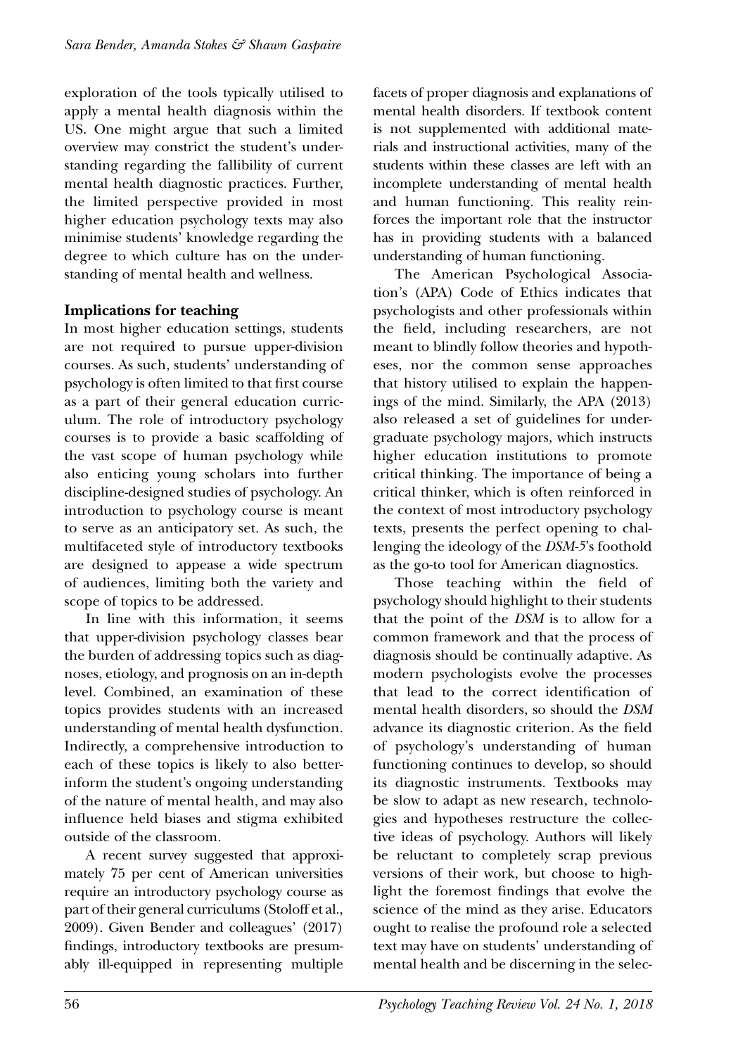exploration of the tools typically utilised to apply a mental health diagnosis within the US. One might argue that such a limited overview may constrict the student's understanding regarding the fallibility of current mental health diagnostic practices. Further, the limited perspective provided in most higher education psychology texts may also minimise students' knowledge regarding the degree to which culture has on the understanding of mental health and wellness.

## Implications for teaching

In most higher education settings, students are not required to pursue upper-division courses. As such, students' understanding of psychology is often limited to that first course as a part of their general education curriculum. The role of introductory psychology courses is to provide a basic scaffolding of the vast scope of human psychology while also enticing young scholars into further discipline-designed studies of psychology. An introduction to psychology course is meant to serve as an anticipatory set. As such, the multifaceted style of introductory textbooks are designed to appease a wide spectrum of audiences, limiting both the variety and scope of topics to be addressed.

In line with this information, it seems that upper-division psychology classes bear the burden of addressing topics such as diagnoses, etiology, and prognosis on an in-depth level. Combined, an examination of these topics provides students with an increased understanding of mental health dysfunction. Indirectly, a comprehensive introduction to each of these topics is likely to also better-inform the student's ongoing understanding of the nature of mental health, and may also influence held biases and stigma exhibited outside of the classroom.

A recent survey suggested that approximately 75 per cent of American universities require an introductory psychology course as part of their general curriculums (Stoloff et al., 2009). Given Bender and colleagues' (2017) findings, introductory textbooks are presumably ill-equipped in representing multiple facets of proper diagnosis and explanations of mental health disorders. If textbook content is not supplemented with additional materials and instructional activities, many of the students within these classes are left with an incomplete understanding of mental health and human functioning. This reality reinforces the important role that the instructor has in providing students with a balanced understanding of human functioning.

The American Psychological Association's (APA) Code of Ethics indicates that psychologists and other professionals within the field, including researchers, are not meant to blindly follow theories and hypotheses, nor the common sense approaches that history utilised to explain the happenings of the mind. Similarly, the APA (2013) also released a set of guidelines for undergraduate psychology majors, which instructs higher education institutions to promote critical thinking. The importance of being a critical thinker, which is often reinforced in the context of most introductory psychology texts, presents the perfect opening to challenging the ideology of the *DSM-5*'s foothold as the go-to tool for American diagnostics.

Those teaching within the field of psychology should highlight to their students that the point of the *DSM* is to allow for a common framework and that the process of diagnosis should be continually adaptive. As modern psychologists evolve the processes that lead to the correct identification of mental health disorders, so should the *DSM* advance its diagnostic criterion. As the field of psychology's understanding of human functioning continues to develop, so should its diagnostic instruments. Textbooks may be slow to adapt as new research, technologies and hypotheses restructure the collective ideas of psychology. Authors will likely be reluctant to completely scrap previous versions of their work, but choose to highlight the foremost findings that evolve the science of the mind as they arise. Educators ought to realise the profound role a selected text may have on students' understanding of mental health and be discerning in the selec-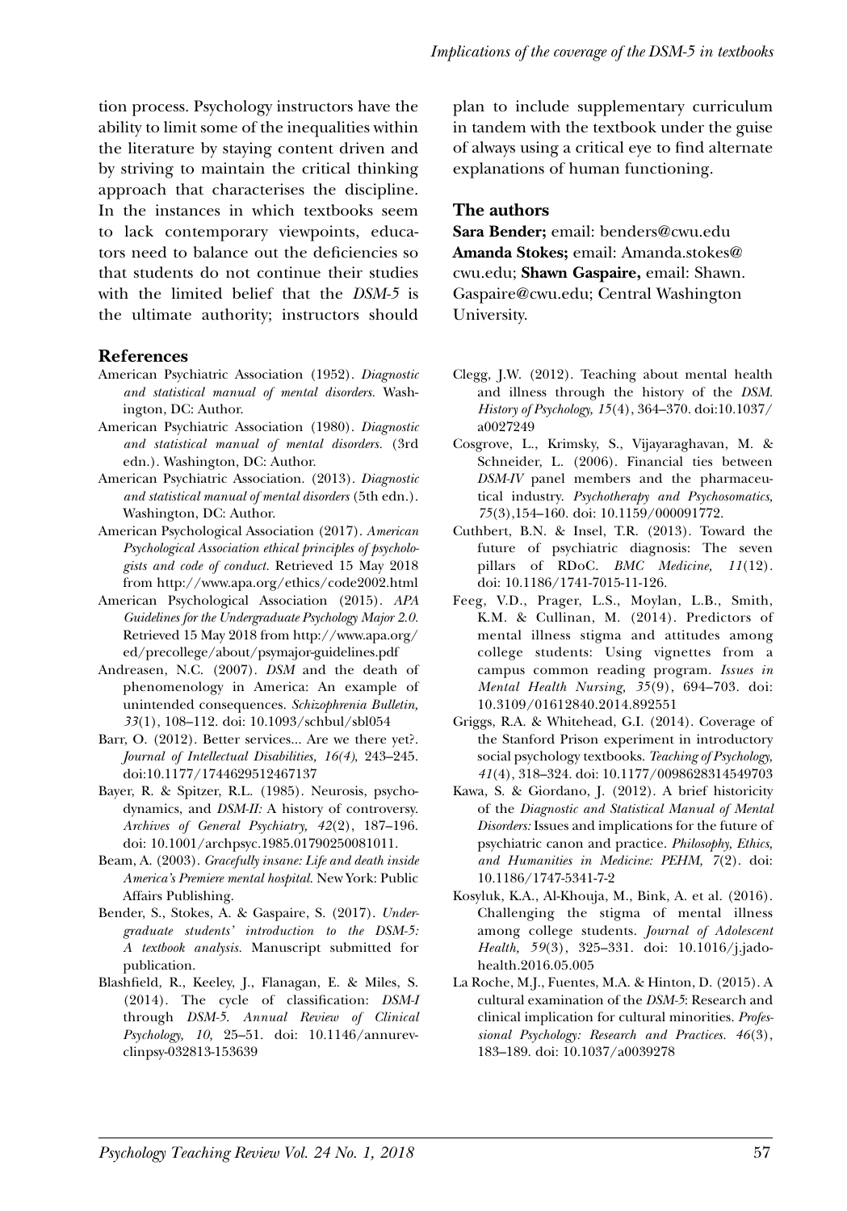tion process. Psychology instructors have the ability to limit some of the inequalities within the literature by staying content driven and by striving to maintain the critical thinking approach that characterises the discipline. In the instances in which textbooks seem to lack contemporary viewpoints, educators need to balance out the deficiencies so that students do not continue their studies with the limited belief that the *DSM-5* is the ultimate authority; instructors should plan to include supplementary curriculum in tandem with the textbook under the guise of always using a critical eye to find alternate explanations of human functioning.

## The authors

**Sara Bender;** email: benders@cwu.edu
**Amanda Stokes;** email: Amanda.stokes@cwu.edu; **Shawn Gaspaire,** email: Shawn.Gaspaire@cwu.edu; Central Washington University.

## References

American Psychiatric Association (1952). *Diagnostic and statistical manual of mental disorders.* Washington, DC: Author.

American Psychiatric Association (1980). *Diagnostic and statistical manual of mental disorders.* (3rd edn.). Washington, DC: Author.

American Psychiatric Association. (2013). *Diagnostic and statistical manual of mental disorders* (5th edn.). Washington, DC: Author.

American Psychological Association (2017). *American Psychological Association ethical principles of psychologists and code of conduct.* Retrieved 15 May 2018 from http://www.apa.org/ethics/code2002.html

American Psychological Association (2015). *APA Guidelines for the Undergraduate Psychology Major 2.0.* Retrieved 15 May 2018 from http://www.apa.org/ed/precollege/about/psymajor-guidelines.pdf

Andreasen, N.C. (2007). *DSM* and the death of phenomenology in America: An example of unintended consequences. *Schizophrenia Bulletin, 33*(1), 108–112. doi: 10.1093/schbul/sbl054

Barr, O. (2012). Better services... Are we there yet?. *Journal of Intellectual Disabilities, 16(4)*, 243–245. doi:10.1177/1744629512467137

Bayer, R. & Spitzer, R.L. (1985). Neurosis, psychodynamics, and *DSM-II:* A history of controversy. *Archives of General Psychiatry, 42*(2), 187–196. doi: 10.1001/archpsyc.1985.01790250081011.

Beam, A. (2003). *Gracefully insane: Life and death inside America's Premiere mental hospital.* New York: Public Affairs Publishing.

Bender, S., Stokes, A. & Gaspaire, S. (2017). *Undergraduate students' introduction to the DSM-5: A textbook analysis.* Manuscript submitted for publication.

Blashfield, R., Keeley, J., Flanagan, E. & Miles, S. (2014). The cycle of classification: *DSM-I* through *DSM-5*. *Annual Review of Clinical Psychology, 10,* 25–51. doi: 10.1146/annurev-clinpsy-032813-153639

Clegg, J.W. (2012). Teaching about mental health and illness through the history of the *DSM*. *History of Psychology, 15*(4), 364–370. doi:10.1037/a0027249

Cosgrove, L., Krimsky, S., Vijayaraghavan, M. & Schneider, L. (2006). Financial ties between *DSM-IV* panel members and the pharmaceutical industry. *Psychotherapy and Psychosomatics, 75*(3),154–160. doi: 10.1159/000091772.

Cuthbert, B.N. & Insel, T.R. (2013). Toward the future of psychiatric diagnosis: The seven pillars of RDoC. *BMC Medicine, 11*(12). doi: 10.1186/1741-7015-11-126.

Feeg, V.D., Prager, L.S., Moylan, L.B., Smith, K.M. & Cullinan, M. (2014). Predictors of mental illness stigma and attitudes among college students: Using vignettes from a campus common reading program. *Issues in Mental Health Nursing, 35*(9), 694–703. doi: 10.3109/01612840.2014.892551

Griggs, R.A. & Whitehead, G.I. (2014). Coverage of the Stanford Prison experiment in introductory social psychology textbooks. *Teaching of Psychology, 41*(4), 318–324. doi: 10.1177/0098628314549703

Kawa, S. & Giordano, J. (2012). A brief historicity of the *Diagnostic and Statistical Manual of Mental Disorders:* Issues and implications for the future of psychiatric canon and practice. *Philosophy, Ethics, and Humanities in Medicine: PEHM, 7*(2). doi: 10.1186/1747-5341-7-2

Kosyluk, K.A., Al-Khouja, M., Bink, A. et al. (2016). Challenging the stigma of mental illness among college students. *Journal of Adolescent Health, 59*(3), 325–331. doi: 10.1016/j.jadohealth.2016.05.005

La Roche, M.J., Fuentes, M.A. & Hinton, D. (2015). A cultural examination of the *DSM-5*: Research and clinical implication for cultural minorities. *Professional Psychology: Research and Practices. 46*(3), 183–189. doi: 10.1037/a0039278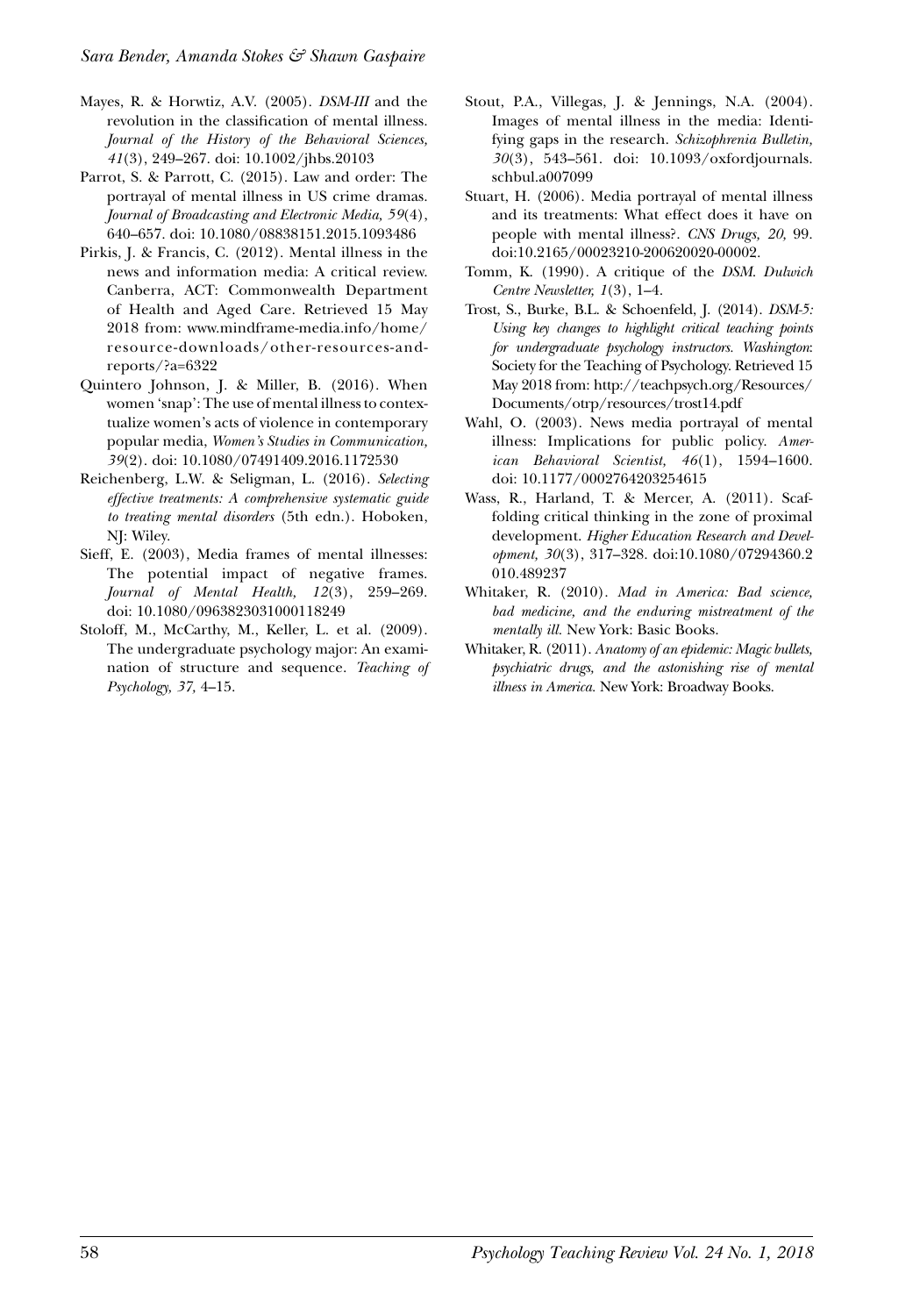Mayes, R. & Horwtiz, A.V. (2005). *DSM-III* and the revolution in the classification of mental illness. *Journal of the History of the Behavioral Sciences, 41*(3), 249–267. doi: 10.1002/jhbs.20103

Parrot, S. & Parrott, C. (2015). Law and order: The portrayal of mental illness in US crime dramas. *Journal of Broadcasting and Electronic Media, 59*(4), 640–657. doi: 10.1080/08838151.2015.1093486

Pirkis, J. & Francis, C. (2012). Mental illness in the news and information media: A critical review. Canberra, ACT: Commonwealth Department of Health and Aged Care. Retrieved 15 May 2018 from: www.mindframe-media.info/home/resource-downloads/other-resources-and-reports/?a=6322

Quintero Johnson, J. & Miller, B. (2016). When women 'snap': The use of mental illness to contextualize women's acts of violence in contemporary popular media, *Women's Studies in Communication, 39*(2). doi: 10.1080/07491409.2016.1172530

Reichenberg, L.W. & Seligman, L. (2016). *Selecting effective treatments: A comprehensive systematic guide to treating mental disorders* (5th edn.). Hoboken, NJ: Wiley.

Sieff, E. (2003), Media frames of mental illnesses: The potential impact of negative frames. *Journal of Mental Health, 12*(3), 259–269. doi: 10.1080/0963823031000118249

Stoloff, M., McCarthy, M., Keller, L. et al. (2009). The undergraduate psychology major: An examination of structure and sequence. *Teaching of Psychology, 37,* 4–15.

Stout, P.A., Villegas, J. & Jennings, N.A. (2004). Images of mental illness in the media: Identifying gaps in the research. *Schizophrenia Bulletin, 30*(3), 543–561. doi: 10.1093/oxfordjournals.schbul.a007099

Stuart, H. (2006). Media portrayal of mental illness and its treatments: What effect does it have on people with mental illness?. *CNS Drugs, 20,* 99. doi:10.2165/00023210-200620020-00002.

Tomm, K. (1990). A critique of the *DSM*. *Dulwich Centre Newsletter, 1*(3), 1–4.

Trost, S., Burke, B.L. & Schoenfeld, J. (2014). *DSM-5: Using key changes to highlight critical teaching points for undergraduate psychology instructors. Washington*: Society for the Teaching of Psychology. Retrieved 15 May 2018 from: http://teachpsych.org/Resources/Documents/otrp/resources/trost14.pdf

Wahl, O. (2003). News media portrayal of mental illness: Implications for public policy. *American Behavioral Scientist, 46*(1), 1594–1600. doi: 10.1177/0002764203254615

Wass, R., Harland, T. & Mercer, A. (2011). Scaffolding critical thinking in the zone of proximal development. *Higher Education Research and Development, 30*(3), 317–328. doi:10.1080/07294360.2010.489237

Whitaker, R. (2010). *Mad in America: Bad science, bad medicine, and the enduring mistreatment of the mentally ill.* New York: Basic Books.

Whitaker, R. (2011). *Anatomy of an epidemic: Magic bullets, psychiatric drugs, and the astonishing rise of mental illness in America.* New York: Broadway Books.